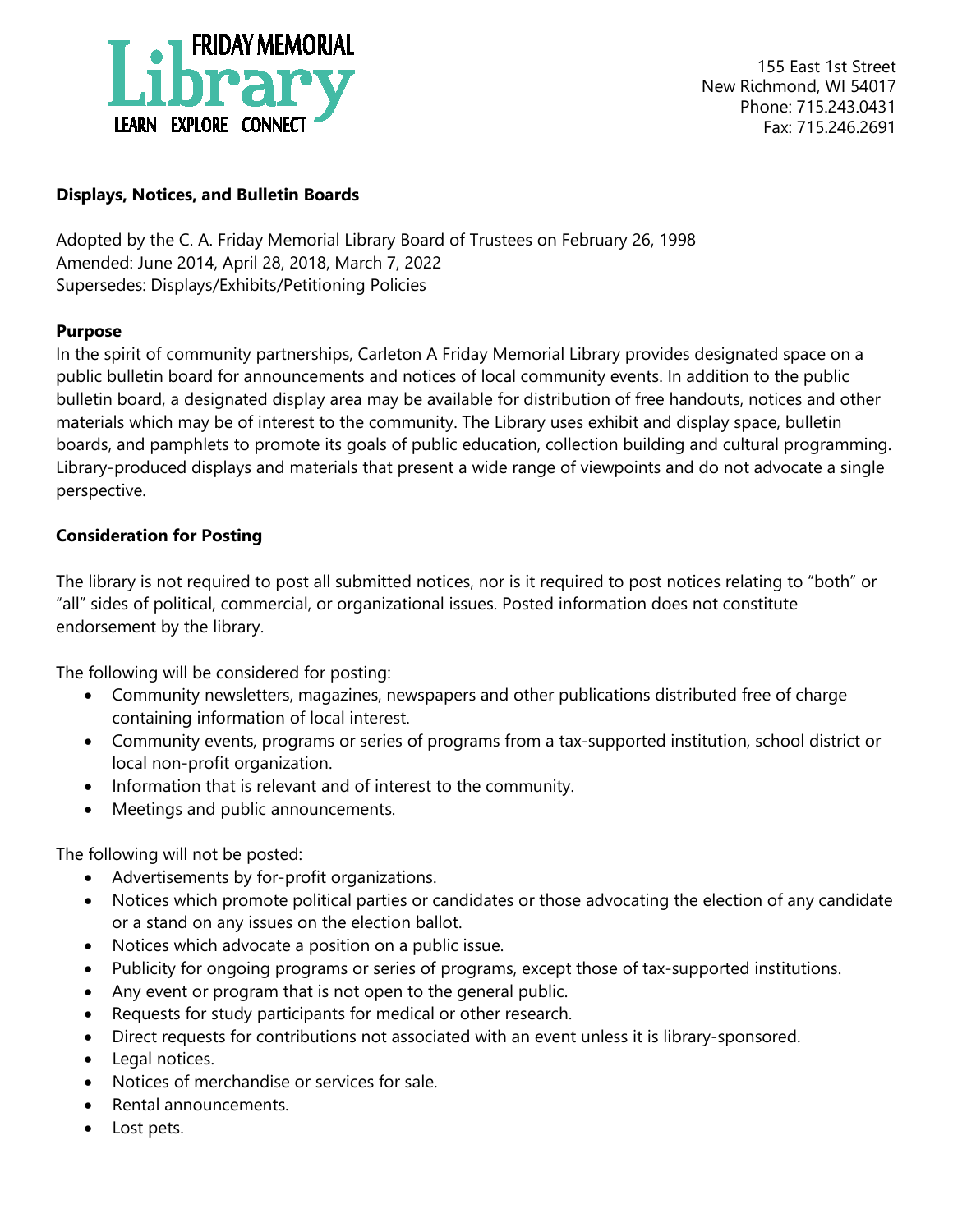FRIDAY MEMORIAL

Library

LEARN EXPLORE CONNECT

155 East 1st Street
New Richmond, WI 54017
Phone: 715.243.0431
Fax: 715.246.2691

**Displays, Notices, and Bulletin Boards**

Adopted by the C. A. Friday Memorial Library Board of Trustees on February 26, 1998
Amended: June 2014, April 28, 2018, March 7, 2022
Supersedes: Displays/Exhibits/Petitioning Policies

**Purpose**

In the spirit of community partnerships, Carleton A Friday Memorial Library provides designated space on a public bulletin board for announcements and notices of local community events. In addition to the public bulletin board, a designated display area may be available for distribution of free handouts, notices and other materials which may be of interest to the community. The Library uses exhibit and display space, bulletin boards, and pamphlets to promote its goals of public education, collection building and cultural programming. Library-produced displays and materials that present a wide range of viewpoints and do not advocate a single perspective.

**Consideration for Posting**

The library is not required to post all submitted notices, nor is it required to post notices relating to "both" or "all" sides of political, commercial, or organizational issues. Posted information does not constitute endorsement by the library.

The following will be considered for posting:

- Community newsletters, magazines, newspapers and other publications distributed free of charge containing information of local interest.
- Community events, programs or series of programs from a tax-supported institution, school district or local non-profit organization.
- Information that is relevant and of interest to the community.
- Meetings and public announcements.

The following will not be posted:

- Advertisements by for-profit organizations.
- Notices which promote political parties or candidates or those advocating the election of any candidate or a stand on any issues on the election ballot.
- Notices which advocate a position on a public issue.
- Publicity for ongoing programs or series of programs, except those of tax-supported institutions.
- Any event or program that is not open to the general public.
- Requests for study participants for medical or other research.
- Direct requests for contributions not associated with an event unless it is library-sponsored.
- Legal notices.
- Notices of merchandise or services for sale.
- Rental announcements.
- Lost pets.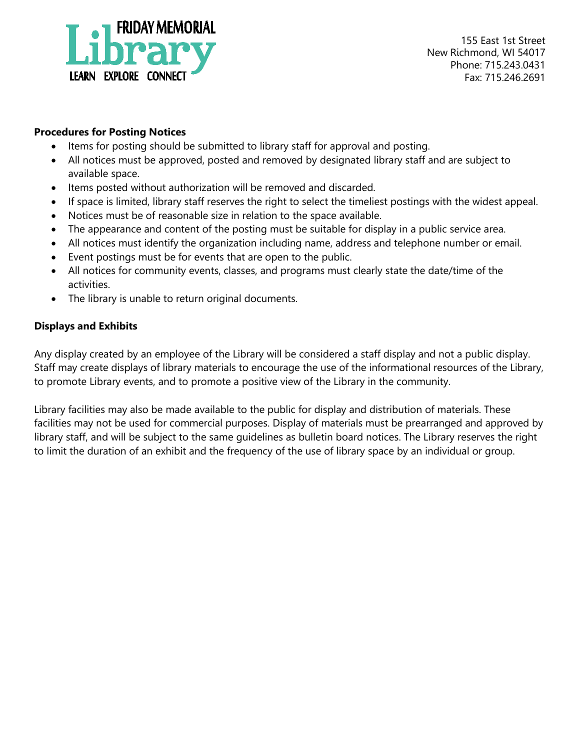**Procedures for Posting Notices**

- Items for posting should be submitted to library staff for approval and posting.
- All notices must be approved, posted and removed by designated library staff and are subject to available space.
- Items posted without authorization will be removed and discarded.
- If space is limited, library staff reserves the right to select the timeliest postings with the widest appeal.
- Notices must be of reasonable size in relation to the space available.
- The appearance and content of the posting must be suitable for display in a public service area.
- All notices must identify the organization including name, address and telephone number or email.
- Event postings must be for events that are open to the public.
- All notices for community events, classes, and programs must clearly state the date/time of the activities.
- The library is unable to return original documents.

**Displays and Exhibits**

Any display created by an employee of the Library will be considered a staff display and not a public display. Staff may create displays of library materials to encourage the use of the informational resources of the Library, to promote Library events, and to promote a positive view of the Library in the community.

Library facilities may also be made available to the public for display and distribution of materials. These facilities may not be used for commercial purposes. Display of materials must be prearranged and approved by library staff, and will be subject to the same guidelines as bulletin board notices. The Library reserves the right to limit the duration of an exhibit and the frequency of the use of library space by an individual or group.